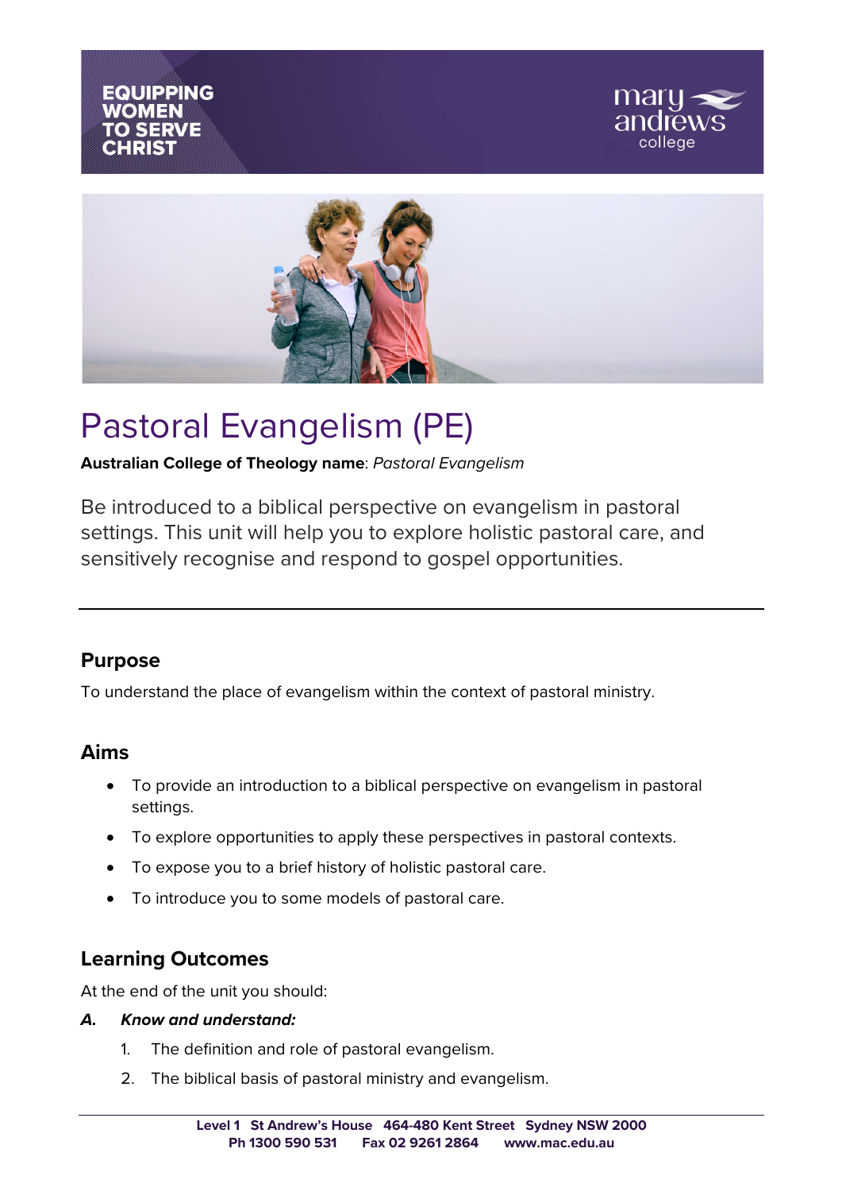EQUIPPING WOMEN TO SERVE CHRIST

mary andrews college

# Pastoral Evangelism (PE)

**Australian College of Theology name**: *Pastoral Evangelism*

Be introduced to a biblical perspective on evangelism in pastoral settings. This unit will help you to explore holistic pastoral care, and sensitively recognise and respond to gospel opportunities.

---

## Purpose

To understand the place of evangelism within the context of pastoral ministry.

## Aims

- To provide an introduction to a biblical perspective on evangelism in pastoral settings.
- To explore opportunities to apply these perspectives in pastoral contexts.
- To expose you to a brief history of holistic pastoral care.
- To introduce you to some models of pastoral care.

## Learning Outcomes

At the end of the unit you should:

***A. Know and understand:***

1. The definition and role of pastoral evangelism.
2. The biblical basis of pastoral ministry and evangelism.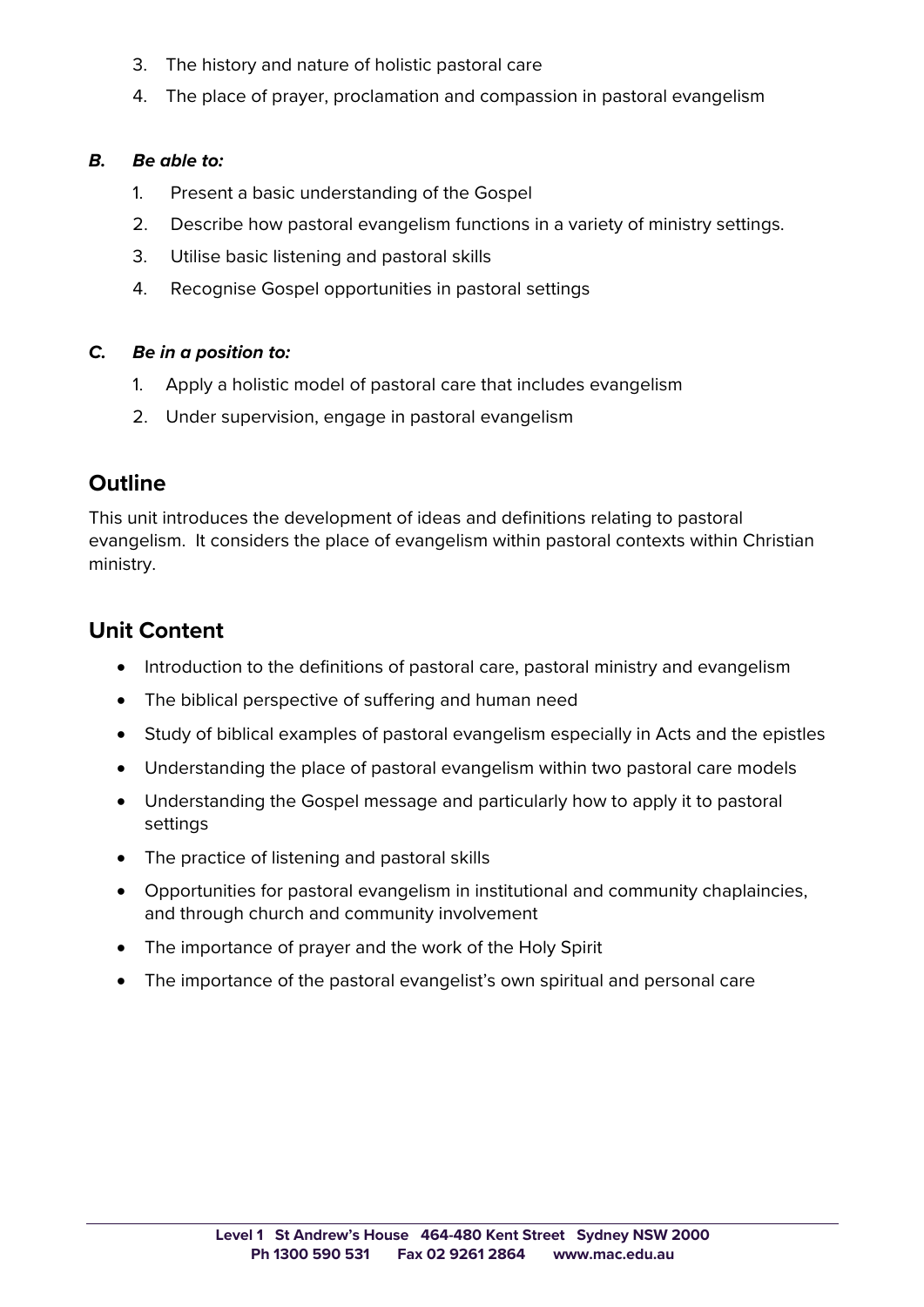3. The history and nature of holistic pastoral care
4. The place of prayer, proclamation and compassion in pastoral evangelism

***B. Be able to:***

1. Present a basic understanding of the Gospel
2. Describe how pastoral evangelism functions in a variety of ministry settings.
3. Utilise basic listening and pastoral skills
4. Recognise Gospel opportunities in pastoral settings

***C. Be in a position to:***

1. Apply a holistic model of pastoral care that includes evangelism
2. Under supervision, engage in pastoral evangelism

## Outline

This unit introduces the development of ideas and definitions relating to pastoral evangelism. It considers the place of evangelism within pastoral contexts within Christian ministry.

## Unit Content

- Introduction to the definitions of pastoral care, pastoral ministry and evangelism
- The biblical perspective of suffering and human need
- Study of biblical examples of pastoral evangelism especially in Acts and the epistles
- Understanding the place of pastoral evangelism within two pastoral care models
- Understanding the Gospel message and particularly how to apply it to pastoral settings
- The practice of listening and pastoral skills
- Opportunities for pastoral evangelism in institutional and community chaplaincies, and through church and community involvement
- The importance of prayer and the work of the Holy Spirit
- The importance of the pastoral evangelist's own spiritual and personal care